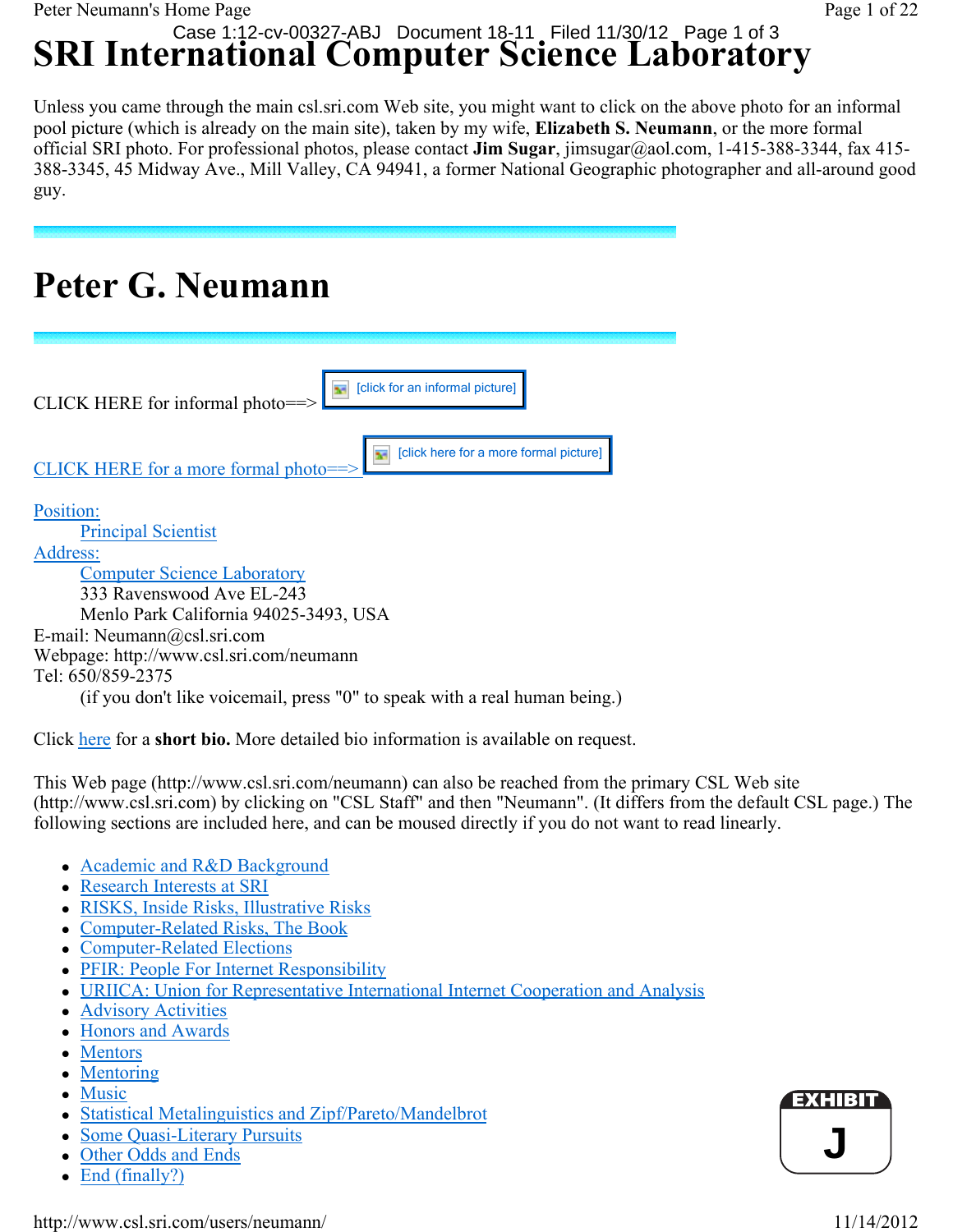# SRI International Computer Science Laboratory

Unless you came through the main csl.sri.com Web site, you might want to click on the above photo for an informal pool picture (which is already on the main site), taken by my wife, **Elizabeth S. Neumann**, or the more formal official SRI photo. For professional photos, please contact **Jim Sugar**, jimsugar@aol.com, 1-415-388-3344, fax 415-388-3345, 45 Midway Ave., Mill Valley, CA 94941, a former National Geographic photographer and all-around good guy.

# Peter G. Neumann

CLICK HERE for informal photo==> [click for an informal picture]

CLICK HERE for a more formal photo==> [click here for a more formal picture]

Position:
 Principal Scientist
Address:
 Computer Science Laboratory
 333 Ravenswood Ave EL-243
 Menlo Park California 94025-3493, USA
E-mail: Neumann@csl.sri.com
Webpage: http://www.csl.sri.com/neumann
Tel: 650/859-2375
 (if you don't like voicemail, press "0" to speak with a real human being.)

Click here for a **short bio.** More detailed bio information is available on request.

This Web page (http://www.csl.sri.com/neumann) can also be reached from the primary CSL Web site (http://www.csl.sri.com) by clicking on "CSL Staff" and then "Neumann". (It differs from the default CSL page.) The following sections are included here, and can be moused directly if you do not want to read linearly.

- Academic and R&D Background
- Research Interests at SRI
- RISKS, Inside Risks, Illustrative Risks
- Computer-Related Risks, The Book
- Computer-Related Elections
- PFIR: People For Internet Responsibility
- URIICA: Union for Representative International Internet Cooperation and Analysis
- Advisory Activities
- Honors and Awards
- Mentors
- Mentoring
- Music
- Statistical Metalinguistics and Zipf/Pareto/Mandelbrot
- Some Quasi-Literary Pursuits
- Other Odds and Ends
- End (finally?)

EXHIBIT J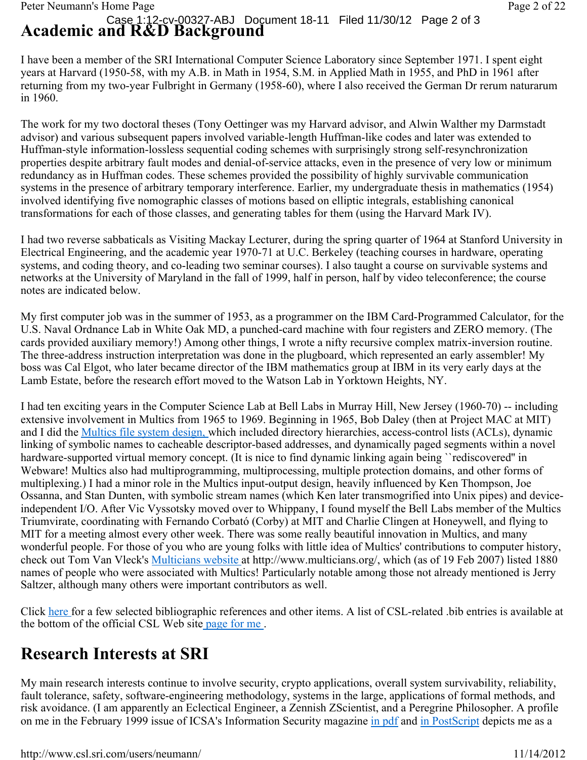# Academic and R&D Background

I have been a member of the SRI International Computer Science Laboratory since September 1971. I spent eight years at Harvard (1950-58, with my A.B. in Math in 1954, S.M. in Applied Math in 1955, and PhD in 1961 after returning from my two-year Fulbright in Germany (1958-60), where I also received the German Dr rerum naturarum in 1960.

The work for my two doctoral theses (Tony Oettinger was my Harvard advisor, and Alwin Walther my Darmstadt advisor) and various subsequent papers involved variable-length Huffman-like codes and later was extended to Huffman-style information-lossless sequential coding schemes with surprisingly strong self-resynchronization properties despite arbitrary fault modes and denial-of-service attacks, even in the presence of very low or minimum redundancy as in Huffman codes. These schemes provided the possibility of highly survivable communication systems in the presence of arbitrary temporary interference. Earlier, my undergraduate thesis in mathematics (1954) involved identifying five nomographic classes of motions based on elliptic integrals, establishing canonical transformations for each of those classes, and generating tables for them (using the Harvard Mark IV).

I had two reverse sabbaticals as Visiting Mackay Lecturer, during the spring quarter of 1964 at Stanford University in Electrical Engineering, and the academic year 1970-71 at U.C. Berkeley (teaching courses in hardware, operating systems, and coding theory, and co-leading two seminar courses). I also taught a course on survivable systems and networks at the University of Maryland in the fall of 1999, half in person, half by video teleconference; the course notes are indicated below.

My first computer job was in the summer of 1953, as a programmer on the IBM Card-Programmed Calculator, for the U.S. Naval Ordnance Lab in White Oak MD, a punched-card machine with four registers and ZERO memory. (The cards provided auxiliary memory!) Among other things, I wrote a nifty recursive complex matrix-inversion routine. The three-address instruction interpretation was done in the plugboard, which represented an early assembler! My boss was Cal Elgot, who later became director of the IBM mathematics group at IBM in its very early days at the Lamb Estate, before the research effort moved to the Watson Lab in Yorktown Heights, NY.

I had ten exciting years in the Computer Science Lab at Bell Labs in Murray Hill, New Jersey (1960-70) -- including extensive involvement in Multics from 1965 to 1969. Beginning in 1965, Bob Daley (then at Project MAC at MIT) and I did the Multics file system design, which included directory hierarchies, access-control lists (ACLs), dynamic linking of symbolic names to cacheable descriptor-based addresses, and dynamically paged segments within a novel hardware-supported virtual memory concept. (It is nice to find dynamic linking again being ``rediscovered'' in Webware! Multics also had multiprogramming, multiprocessing, multiple protection domains, and other forms of multiplexing.) I had a minor role in the Multics input-output design, heavily influenced by Ken Thompson, Joe Ossanna, and Stan Dunten, with symbolic stream names (which Ken later transmogrified into Unix pipes) and device-independent I/O. After Vic Vyssotsky moved over to Whippany, I found myself the Bell Labs member of the Multics Triumvirate, coordinating with Fernando Corbató (Corby) at MIT and Charlie Clingen at Honeywell, and flying to MIT for a meeting almost every other week. There was some really beautiful innovation in Multics, and many wonderful people. For those of you who are young folks with little idea of Multics' contributions to computer history, check out Tom Van Vleck's Multicians website at http://www.multicians.org/, which (as of 19 Feb 2007) listed 1880 names of people who were associated with Multics! Particularly notable among those not already mentioned is Jerry Saltzer, although many others were important contributors as well.

Click here for a few selected bibliographic references and other items. A list of CSL-related .bib entries is available at the bottom of the official CSL Web site page for me .

# Research Interests at SRI

My main research interests continue to involve security, crypto applications, overall system survivability, reliability, fault tolerance, safety, software-engineering methodology, systems in the large, applications of formal methods, and risk avoidance. (I am apparently an Eclectical Engineer, a Zennish ZScientist, and a Peregrine Philosopher. A profile on me in the February 1999 issue of ICSA's Information Security magazine in pdf and in PostScript depicts me as a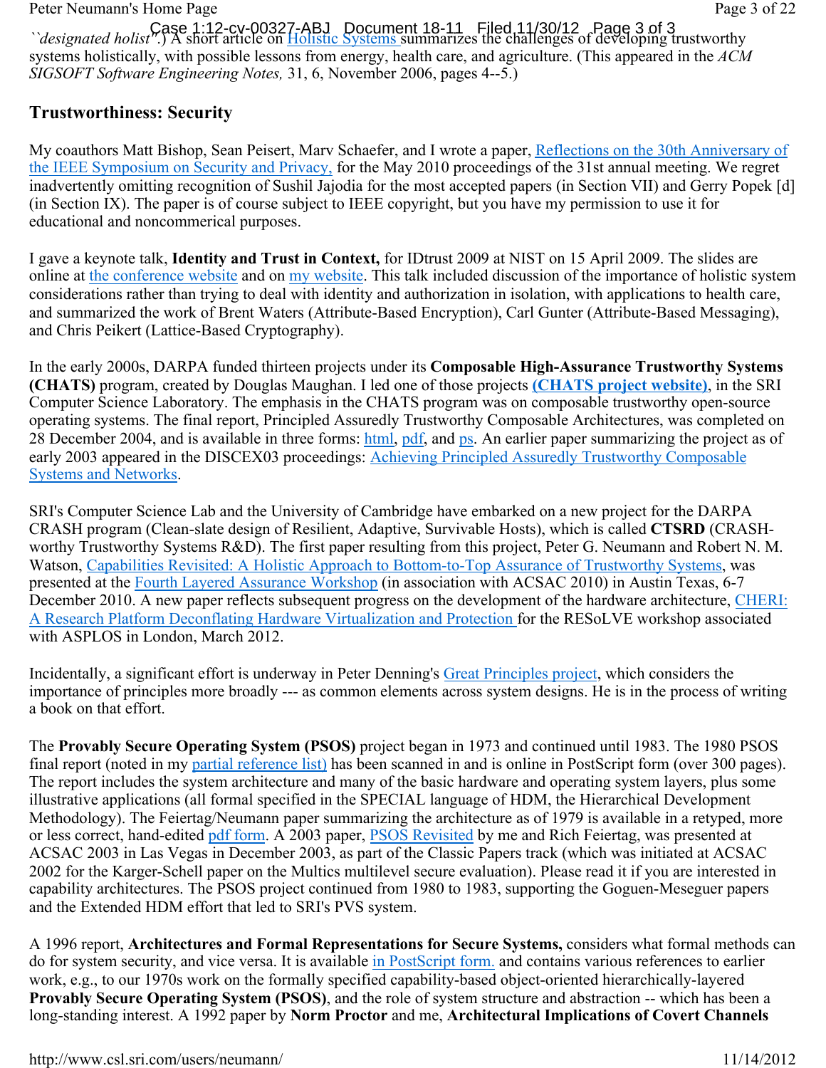``*designated holist*''.) A short article on Holistic Systems summarizes the challenges of developing trustworthy systems holistically, with possible lessons from energy, health care, and agriculture. (This appeared in the *ACM SIGSOFT Software Engineering Notes,* 31, 6, November 2006, pages 4--5.)

## Trustworthiness: Security

My coauthors Matt Bishop, Sean Peisert, Marv Schaefer, and I wrote a paper, Reflections on the 30th Anniversary of the IEEE Symposium on Security and Privacy, for the May 2010 proceedings of the 31st annual meeting. We regret inadvertently omitting recognition of Sushil Jajodia for the most accepted papers (in Section VII) and Gerry Popek [d] (in Section IX). The paper is of course subject to IEEE copyright, but you have my permission to use it for educational and noncommerical purposes.

I gave a keynote talk, **Identity and Trust in Context,** for IDtrust 2009 at NIST on 15 April 2009. The slides are online at the conference website and on my website. This talk included discussion of the importance of holistic system considerations rather than trying to deal with identity and authorization in isolation, with applications to health care, and summarized the work of Brent Waters (Attribute-Based Encryption), Carl Gunter (Attribute-Based Messaging), and Chris Peikert (Lattice-Based Cryptography).

In the early 2000s, DARPA funded thirteen projects under its **Composable High-Assurance Trustworthy Systems (CHATS)** program, created by Douglas Maughan. I led one of those projects **(CHATS project website)**, in the SRI Computer Science Laboratory. The emphasis in the CHATS program was on composable trustworthy open-source operating systems. The final report, Principled Assuredly Trustworthy Composable Architectures, was completed on 28 December 2004, and is available in three forms: html, pdf, and ps. An earlier paper summarizing the project as of early 2003 appeared in the DISCEX03 proceedings: Achieving Principled Assuredly Trustworthy Composable Systems and Networks.

SRI's Computer Science Lab and the University of Cambridge have embarked on a new project for the DARPA CRASH program (Clean-slate design of Resilient, Adaptive, Survivable Hosts), which is called **CTSRD** (CRASH-worthy Trustworthy Systems R&D). The first paper resulting from this project, Peter G. Neumann and Robert N. M. Watson, Capabilities Revisited: A Holistic Approach to Bottom-to-Top Assurance of Trustworthy Systems, was presented at the Fourth Layered Assurance Workshop (in association with ACSAC 2010) in Austin Texas, 6-7 December 2010. A new paper reflects subsequent progress on the development of the hardware architecture, CHERI: A Research Platform Deconflating Hardware Virtualization and Protection for the RESoLVE workshop associated with ASPLOS in London, March 2012.

Incidentally, a significant effort is underway in Peter Denning's Great Principles project, which considers the importance of principles more broadly --- as common elements across system designs. He is in the process of writing a book on that effort.

The **Provably Secure Operating System (PSOS)** project began in 1973 and continued until 1983. The 1980 PSOS final report (noted in my partial reference list) has been scanned in and is online in PostScript form (over 300 pages). The report includes the system architecture and many of the basic hardware and operating system layers, plus some illustrative applications (all formal specified in the SPECIAL language of HDM, the Hierarchical Development Methodology). The Feiertag/Neumann paper summarizing the architecture as of 1979 is available in a retyped, more or less correct, hand-edited pdf form. A 2003 paper, PSOS Revisited by me and Rich Feiertag, was presented at ACSAC 2003 in Las Vegas in December 2003, as part of the Classic Papers track (which was initiated at ACSAC 2002 for the Karger-Schell paper on the Multics multilevel secure evaluation). Please read it if you are interested in capability architectures. The PSOS project continued from 1980 to 1983, supporting the Goguen-Meseguer papers and the Extended HDM effort that led to SRI's PVS system.

A 1996 report, **Architectures and Formal Representations for Secure Systems,** considers what formal methods can do for system security, and vice versa. It is available in PostScript form. and contains various references to earlier work, e.g., to our 1970s work on the formally specified capability-based object-oriented hierarchically-layered **Provably Secure Operating System (PSOS)**, and the role of system structure and abstraction -- which has been a long-standing interest. A 1992 paper by **Norm Proctor** and me, **Architectural Implications of Covert Channels**